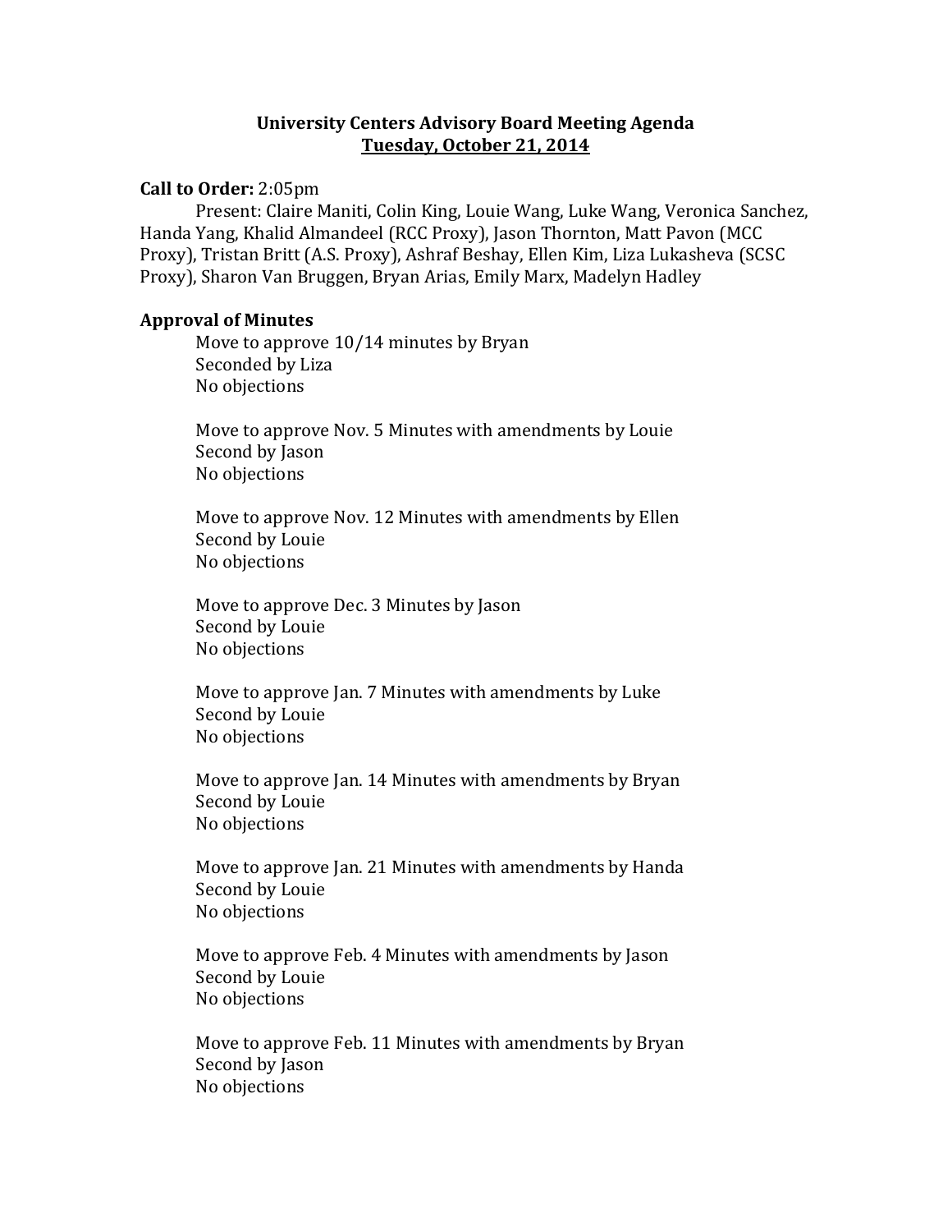# University Centers Advisory Board Meeting Agenda

## Tuesday, October 21, 2014

**Call to Order:** 2:05pm

Present: Claire Maniti, Colin King, Louie Wang, Luke Wang, Veronica Sanchez, Handa Yang, Khalid Almandeel (RCC Proxy), Jason Thornton, Matt Pavon (MCC Proxy), Tristan Britt (A.S. Proxy), Ashraf Beshay, Ellen Kim, Liza Lukasheva (SCSC Proxy), Sharon Van Bruggen, Bryan Arias, Emily Marx, Madelyn Hadley

**Approval of Minutes**

Move to approve 10/14 minutes by Bryan
Seconded by Liza
No objections

Move to approve Nov. 5 Minutes with amendments by Louie
Second by Jason
No objections

Move to approve Nov. 12 Minutes with amendments by Ellen
Second by Louie
No objections

Move to approve Dec. 3 Minutes by Jason
Second by Louie
No objections

Move to approve Jan. 7 Minutes with amendments by Luke
Second by Louie
No objections

Move to approve Jan. 14 Minutes with amendments by Bryan
Second by Louie
No objections

Move to approve Jan. 21 Minutes with amendments by Handa
Second by Louie
No objections

Move to approve Feb. 4 Minutes with amendments by Jason
Second by Louie
No objections

Move to approve Feb. 11 Minutes with amendments by Bryan
Second by Jason
No objections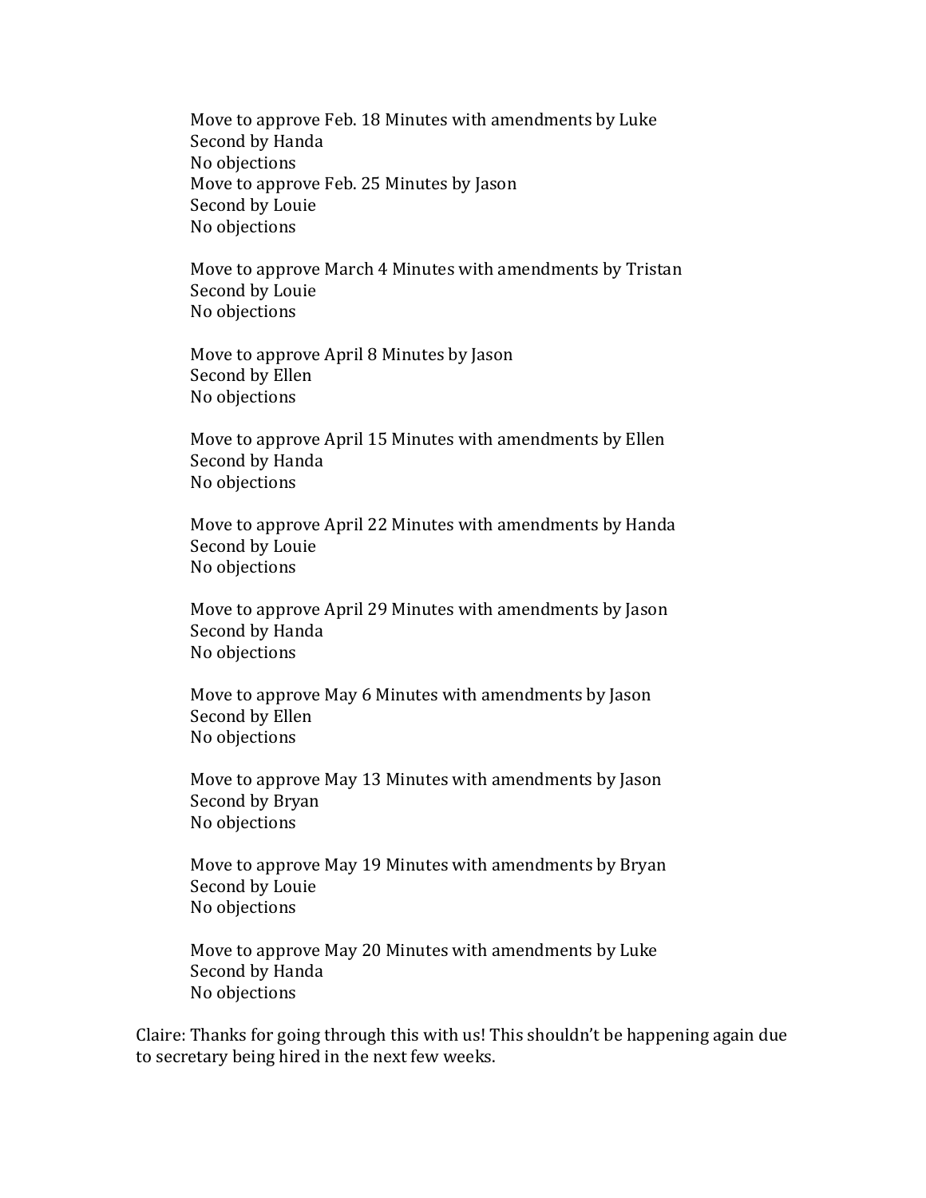Move to approve Feb. 18 Minutes with amendments by Luke
Second by Handa
No objections
Move to approve Feb. 25 Minutes by Jason
Second by Louie
No objections

Move to approve March 4 Minutes with amendments by Tristan
Second by Louie
No objections

Move to approve April 8 Minutes by Jason
Second by Ellen
No objections

Move to approve April 15 Minutes with amendments by Ellen
Second by Handa
No objections

Move to approve April 22 Minutes with amendments by Handa
Second by Louie
No objections

Move to approve April 29 Minutes with amendments by Jason
Second by Handa
No objections

Move to approve May 6 Minutes with amendments by Jason
Second by Ellen
No objections

Move to approve May 13 Minutes with amendments by Jason
Second by Bryan
No objections

Move to approve May 19 Minutes with amendments by Bryan
Second by Louie
No objections

Move to approve May 20 Minutes with amendments by Luke
Second by Handa
No objections

Claire: Thanks for going through this with us! This shouldn't be happening again due to secretary being hired in the next few weeks.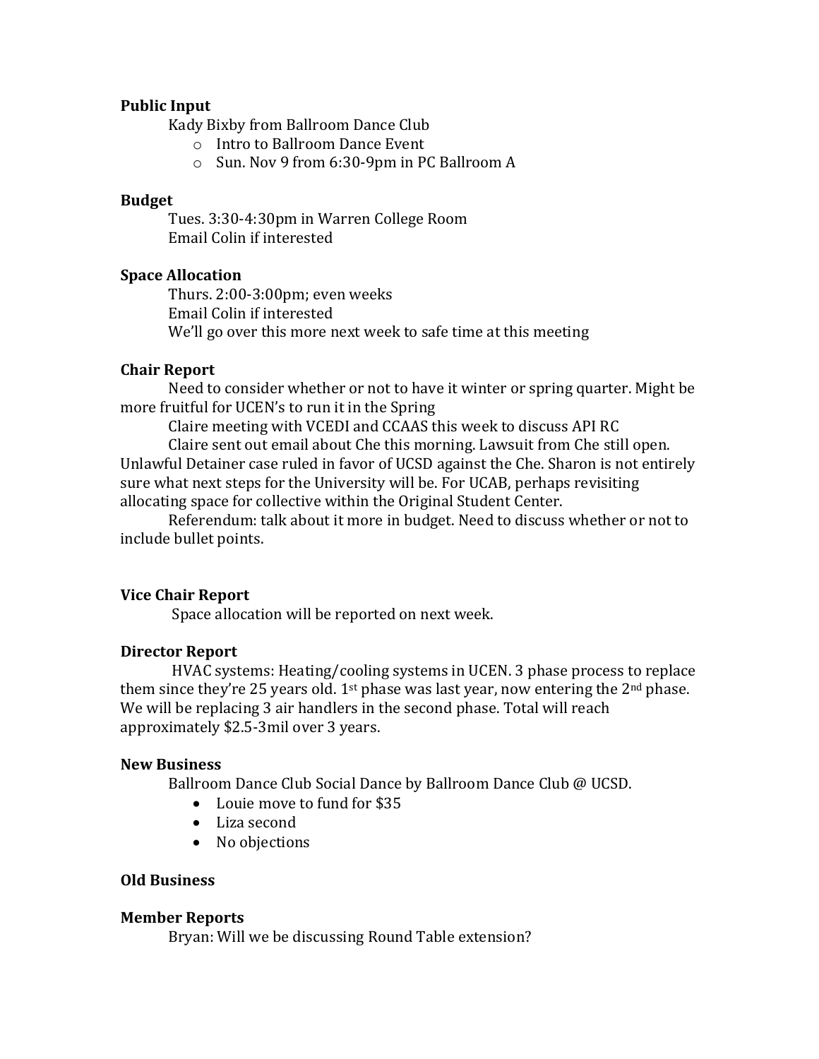**Public Input**

Kady Bixby from Ballroom Dance Club

- Intro to Ballroom Dance Event
- Sun. Nov 9 from 6:30-9pm in PC Ballroom A

**Budget**

Tues. 3:30-4:30pm in Warren College Room

Email Colin if interested

**Space Allocation**

Thurs. 2:00-3:00pm; even weeks

Email Colin if interested

We'll go over this more next week to safe time at this meeting

**Chair Report**

Need to consider whether or not to have it winter or spring quarter. Might be more fruitful for UCEN's to run it in the Spring

Claire meeting with VCEDI and CCAAS this week to discuss API RC

Claire sent out email about Che this morning. Lawsuit from Che still open. Unlawful Detainer case ruled in favor of UCSD against the Che. Sharon is not entirely sure what next steps for the University will be. For UCAB, perhaps revisiting allocating space for collective within the Original Student Center.

Referendum: talk about it more in budget. Need to discuss whether or not to include bullet points.

**Vice Chair Report**

Space allocation will be reported on next week.

**Director Report**

HVAC systems: Heating/cooling systems in UCEN. 3 phase process to replace them since they're 25 years old. 1st phase was last year, now entering the 2nd phase. We will be replacing 3 air handlers in the second phase. Total will reach approximately $2.5-3mil over 3 years.

**New Business**

Ballroom Dance Club Social Dance by Ballroom Dance Club @ UCSD.

- Louie move to fund for $35
- Liza second
- No objections

**Old Business**

**Member Reports**

Bryan: Will we be discussing Round Table extension?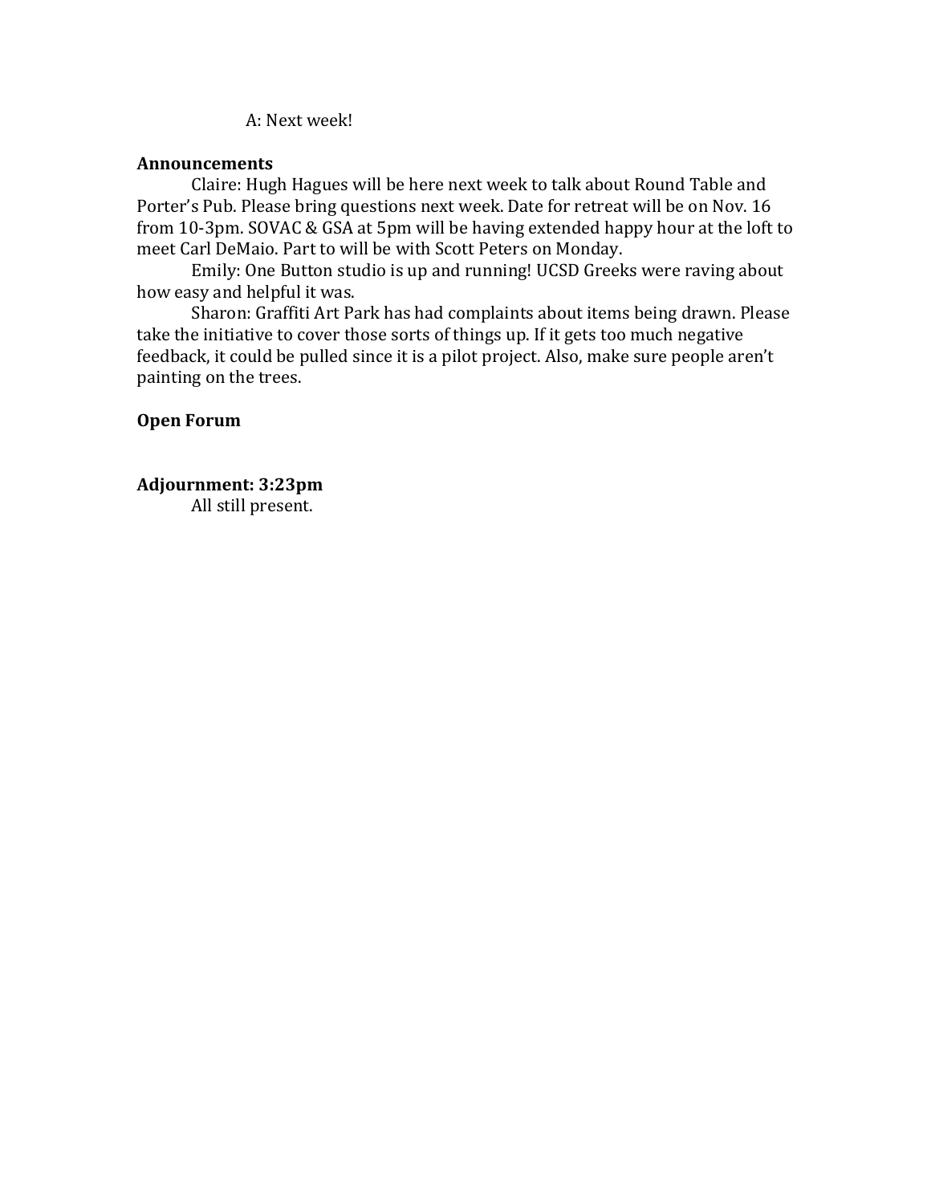A: Next week!

**Announcements**

Claire: Hugh Hagues will be here next week to talk about Round Table and Porter's Pub. Please bring questions next week. Date for retreat will be on Nov. 16 from 10-3pm. SOVAC & GSA at 5pm will be having extended happy hour at the loft to meet Carl DeMaio. Part to will be with Scott Peters on Monday.

Emily: One Button studio is up and running! UCSD Greeks were raving about how easy and helpful it was.

Sharon: Graffiti Art Park has had complaints about items being drawn. Please take the initiative to cover those sorts of things up. If it gets too much negative feedback, it could be pulled since it is a pilot project. Also, make sure people aren't painting on the trees.

**Open Forum**

**Adjournment: 3:23pm**

All still present.